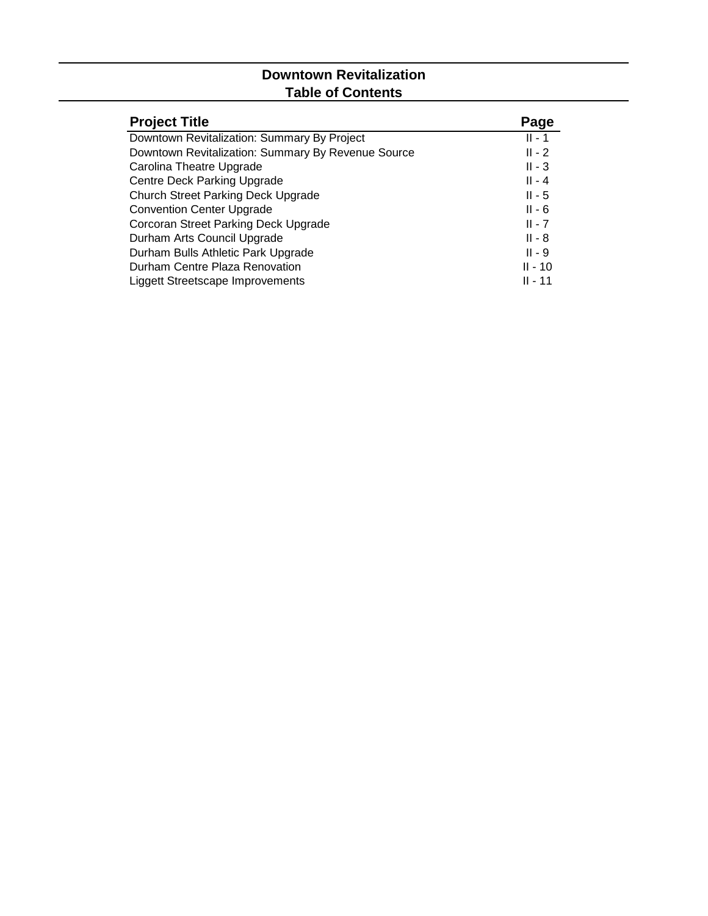# Downtown Revitalization
## Table of Contents

| Project Title | Page |
|---|---|
| Downtown Revitalization: Summary By Project | II - 1 |
| Downtown Revitalization: Summary By Revenue Source | II - 2 |
| Carolina Theatre Upgrade | II - 3 |
| Centre Deck Parking Upgrade | II - 4 |
| Church Street Parking Deck Upgrade | II - 5 |
| Convention Center Upgrade | II - 6 |
| Corcoran Street Parking Deck Upgrade | II - 7 |
| Durham Arts Council Upgrade | II - 8 |
| Durham Bulls Athletic Park Upgrade | II - 9 |
| Durham Centre Plaza Renovation | II - 10 |
| Liggett Streetscape Improvements | II - 11 |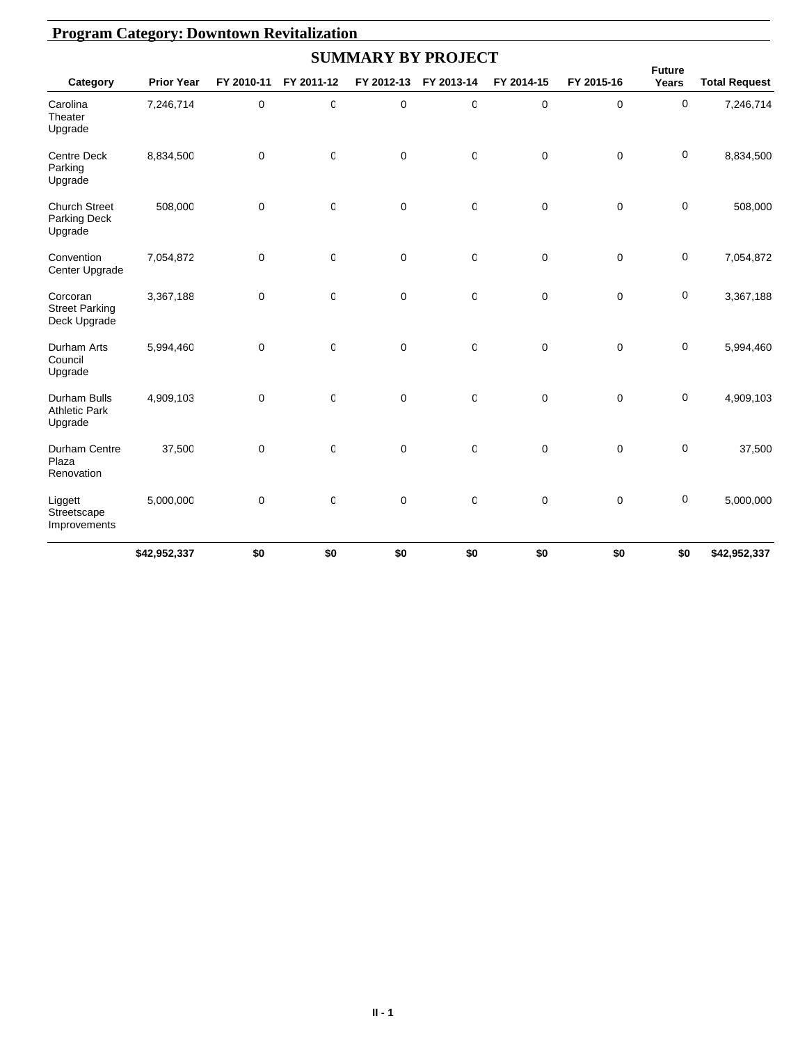## Program Category: Downtown Revitalization

### SUMMARY BY PROJECT

| Category | Prior Year | FY 2010-11 | FY 2011-12 | FY 2012-13 | FY 2013-14 | FY 2014-15 | FY 2015-16 | Future Years | Total Request |
|---|---|---|---|---|---|---|---|---|---|
| Carolina Theater Upgrade | 7,246,714 | 0 | 0 | 0 | 0 | 0 | 0 | 0 | 7,246,714 |
| Centre Deck Parking Upgrade | 8,834,500 | 0 | 0 | 0 | 0 | 0 | 0 | 0 | 8,834,500 |
| Church Street Parking Deck Upgrade | 508,000 | 0 | 0 | 0 | 0 | 0 | 0 | 0 | 508,000 |
| Convention Center Upgrade | 7,054,872 | 0 | 0 | 0 | 0 | 0 | 0 | 0 | 7,054,872 |
| Corcoran Street Parking Deck Upgrade | 3,367,188 | 0 | 0 | 0 | 0 | 0 | 0 | 0 | 3,367,188 |
| Durham Arts Council Upgrade | 5,994,460 | 0 | 0 | 0 | 0 | 0 | 0 | 0 | 5,994,460 |
| Durham Bulls Athletic Park Upgrade | 4,909,103 | 0 | 0 | 0 | 0 | 0 | 0 | 0 | 4,909,103 |
| Durham Centre Plaza Renovation | 37,500 | 0 | 0 | 0 | 0 | 0 | 0 | 0 | 37,500 |
| Liggett Streetscape Improvements | 5,000,000 | 0 | 0 | 0 | 0 | 0 | 0 | 0 | 5,000,000 |
| | **$42,952,337** | **$0** | **$0** | **$0** | **$0** | **$0** | **$0** | **$0** | **$42,952,337** |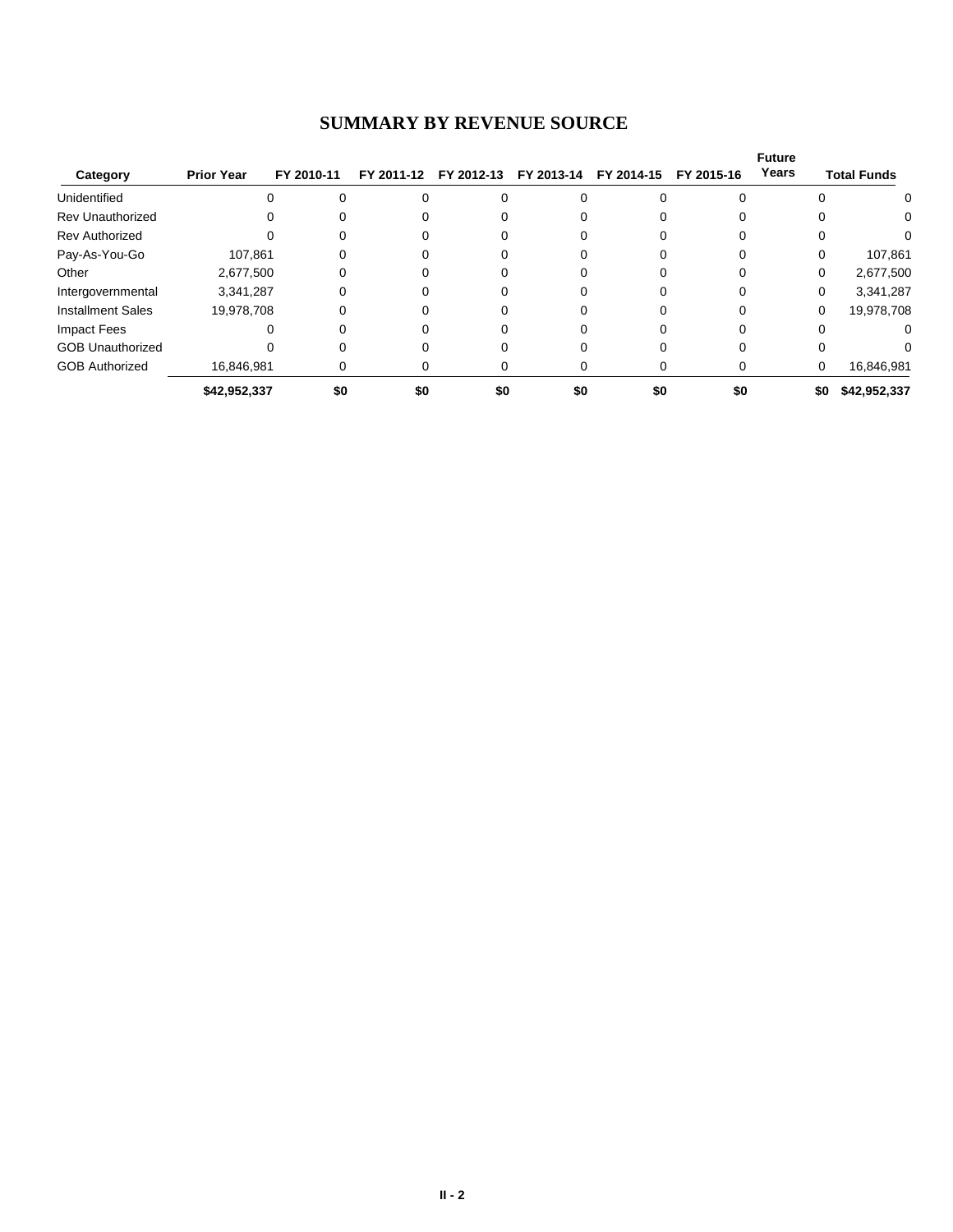## SUMMARY BY REVENUE SOURCE

| Category | Prior Year | FY 2010-11 | FY 2011-12 | FY 2012-13 | FY 2013-14 | FY 2014-15 | FY 2015-16 | Future Years | Total Funds |
|---|---|---|---|---|---|---|---|---|---|
| Unidentified | 0 | 0 | 0 | 0 | 0 | 0 | 0 | 0 | 0 |
| Rev Unauthorized | 0 | 0 | 0 | 0 | 0 | 0 | 0 | 0 | 0 |
| Rev Authorized | 0 | 0 | 0 | 0 | 0 | 0 | 0 | 0 | 0 |
| Pay-As-You-Go | 107,861 | 0 | 0 | 0 | 0 | 0 | 0 | 0 | 107,861 |
| Other | 2,677,500 | 0 | 0 | 0 | 0 | 0 | 0 | 0 | 2,677,500 |
| Intergovernmental | 3,341,287 | 0 | 0 | 0 | 0 | 0 | 0 | 0 | 3,341,287 |
| Installment Sales | 19,978,708 | 0 | 0 | 0 | 0 | 0 | 0 | 0 | 19,978,708 |
| Impact Fees | 0 | 0 | 0 | 0 | 0 | 0 | 0 | 0 | 0 |
| GOB Unauthorized | 0 | 0 | 0 | 0 | 0 | 0 | 0 | 0 | 0 |
| GOB Authorized | 16,846,981 | 0 | 0 | 0 | 0 | 0 | 0 | 0 | 16,846,981 |
| | **$42,952,337** | **$0** | **$0** | **$0** | **$0** | **$0** | **$0** | **$0** | **$42,952,337** |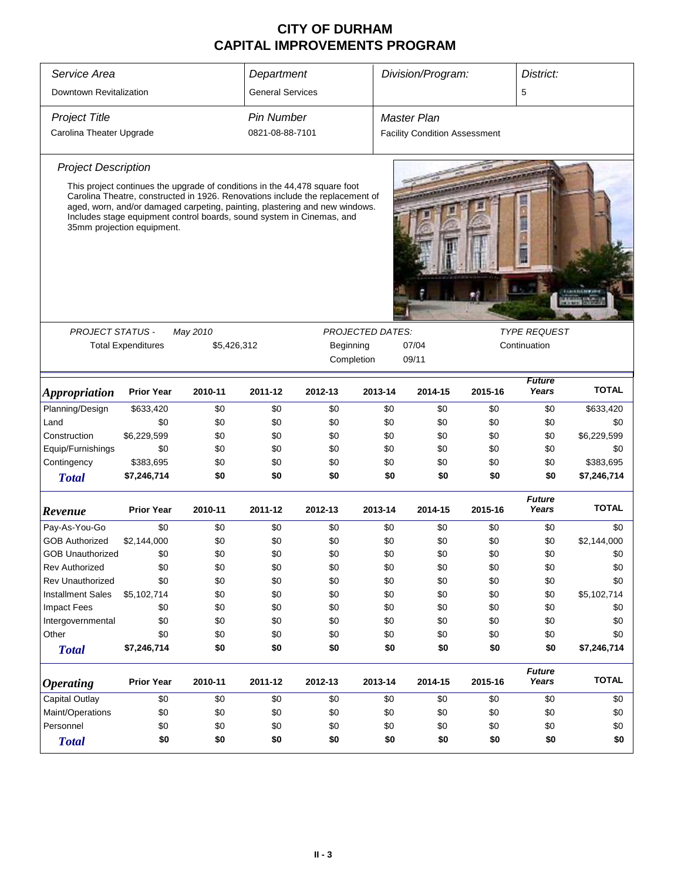# CITY OF DURHAM
# CAPITAL IMPROVEMENTS PROGRAM

| *Service Area* | *Department* | *Division/Program:* | *District:* |
|---|---|---|---|
| Downtown Revitalization | General Services | | 5 |

| *Project Title* | *Pin Number* | *Master Plan* |
|---|---|---|
| Carolina Theater Upgrade | 0821-08-88-7101 | Facility Condition Assessment |

### *Project Description*

This project continues the upgrade of conditions in the 44,478 square foot Carolina Theatre, constructed in 1926. Renovations include the replacement of aged, worn, and/or damaged carpeting, painting, plastering and new windows. Includes stage equipment control boards, sound system in Cinemas, and 35mm projection equipment.

| *PROJECT STATUS -* | *May 2010* | *PROJECTED DATES:* | | *TYPE REQUEST* |
|---|---|---|---|---|
| Total Expenditures | $5,426,312 | Beginning | 07/04 | Continuation |
| | | Completion | 09/11 | |

| *Appropriation* | Prior Year | 2010-11 | 2011-12 | 2012-13 | 2013-14 | 2014-15 | 2015-16 | *Future Years* | TOTAL |
|---|---|---|---|---|---|---|---|---|---|
| Planning/Design | $633,420 | $0 | $0 | $0 | $0 | $0 | $0 | $0 | $633,420 |
| Land | $0 | $0 | $0 | $0 | $0 | $0 | $0 | $0 | $0 |
| Construction | $6,229,599 | $0 | $0 | $0 | $0 | $0 | $0 | $0 | $6,229,599 |
| Equip/Furnishings | $0 | $0 | $0 | $0 | $0 | $0 | $0 | $0 | $0 |
| Contingency | $383,695 | $0 | $0 | $0 | $0 | $0 | $0 | $0 | $383,695 |
| ***Total*** | **$7,246,714** | **$0** | **$0** | **$0** | **$0** | **$0** | **$0** | **$0** | **$7,246,714** |

| *Revenue* | Prior Year | 2010-11 | 2011-12 | 2012-13 | 2013-14 | 2014-15 | 2015-16 | *Future Years* | TOTAL |
|---|---|---|---|---|---|---|---|---|---|
| Pay-As-You-Go | $0 | $0 | $0 | $0 | $0 | $0 | $0 | $0 | $0 |
| GOB Authorized | $2,144,000 | $0 | $0 | $0 | $0 | $0 | $0 | $0 | $2,144,000 |
| GOB Unauthorized | $0 | $0 | $0 | $0 | $0 | $0 | $0 | $0 | $0 |
| Rev Authorized | $0 | $0 | $0 | $0 | $0 | $0 | $0 | $0 | $0 |
| Rev Unauthorized | $0 | $0 | $0 | $0 | $0 | $0 | $0 | $0 | $0 |
| Installment Sales | $5,102,714 | $0 | $0 | $0 | $0 | $0 | $0 | $0 | $5,102,714 |
| Impact Fees | $0 | $0 | $0 | $0 | $0 | $0 | $0 | $0 | $0 |
| Intergovernmental | $0 | $0 | $0 | $0 | $0 | $0 | $0 | $0 | $0 |
| Other | $0 | $0 | $0 | $0 | $0 | $0 | $0 | $0 | $0 |
| ***Total*** | **$7,246,714** | **$0** | **$0** | **$0** | **$0** | **$0** | **$0** | **$0** | **$7,246,714** |

| *Operating* | Prior Year | 2010-11 | 2011-12 | 2012-13 | 2013-14 | 2014-15 | 2015-16 | *Future Years* | TOTAL |
|---|---|---|---|---|---|---|---|---|---|
| Capital Outlay | $0 | $0 | $0 | $0 | $0 | $0 | $0 | $0 | $0 |
| Maint/Operations | $0 | $0 | $0 | $0 | $0 | $0 | $0 | $0 | $0 |
| Personnel | $0 | $0 | $0 | $0 | $0 | $0 | $0 | $0 | $0 |
| ***Total*** | **$0** | **$0** | **$0** | **$0** | **$0** | **$0** | **$0** | **$0** | **$0** |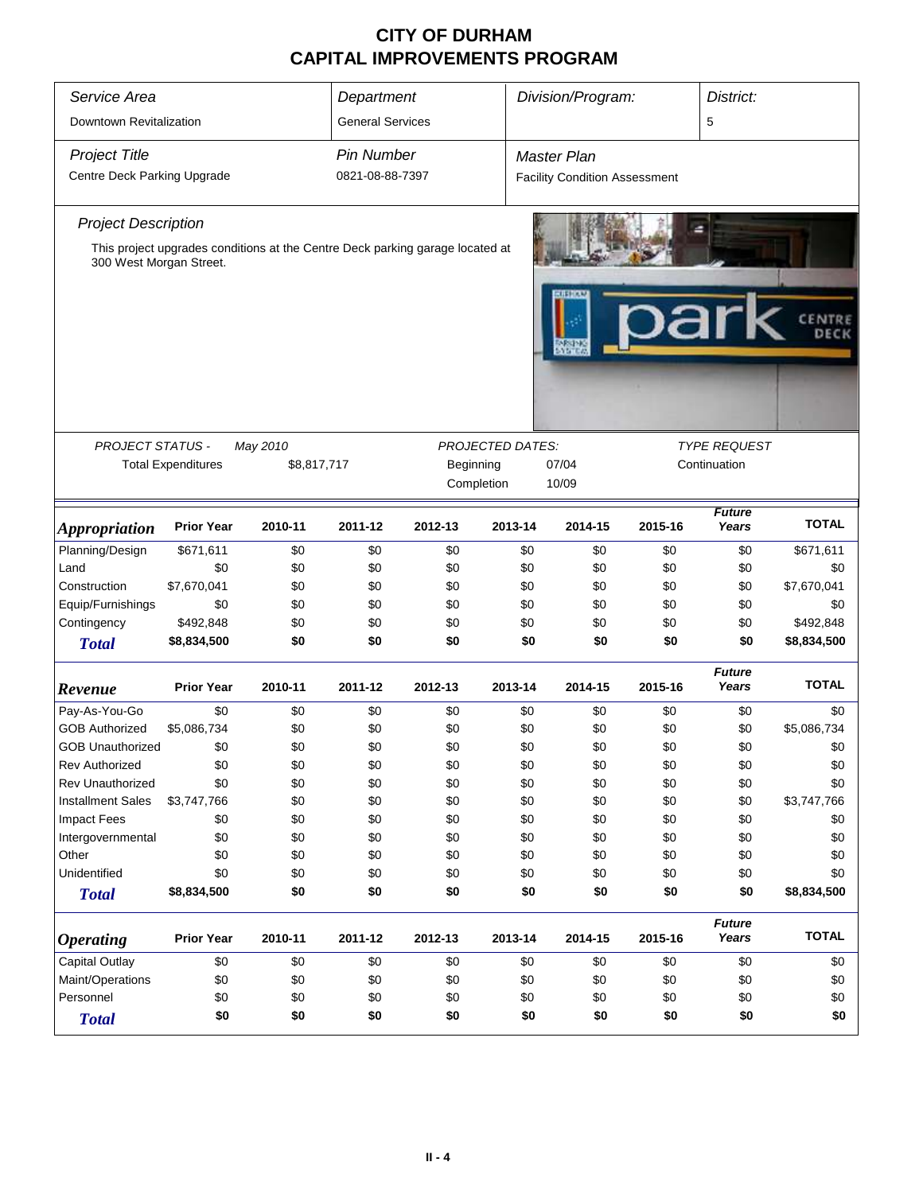# CITY OF DURHAM
# CAPITAL IMPROVEMENTS PROGRAM

| *Service Area* | *Department* | *Division/Program:* | *District:* |
|---|---|---|---|
| Downtown Revitalization | General Services | | 5 |

| *Project Title* | *Pin Number* | *Master Plan* |
|---|---|---|
| Centre Deck Parking Upgrade | 0821-08-88-7397 | Facility Condition Assessment |

*Project Description*

This project upgrades conditions at the Centre Deck parking garage located at 300 West Morgan Street.

| *PROJECT STATUS -* | *May 2010* | *PROJECTED DATES:* | | *TYPE REQUEST* |
|---|---|---|---|---|
| Total Expenditures | $8,817,717 | Beginning | 07/04 | Continuation |
| | | Completion | 10/09 | |

| ***Appropriation*** | **Prior Year** | **2010-11** | **2011-12** | **2012-13** | **2013-14** | **2014-15** | **2015-16** | ***Future Years*** | **TOTAL** |
|---|---|---|---|---|---|---|---|---|---|
| Planning/Design | $671,611 | $0 | $0 | $0 | $0 | $0 | $0 | $0 | $671,611 |
| Land | $0 | $0 | $0 | $0 | $0 | $0 | $0 | $0 | $0 |
| Construction | $7,670,041 | $0 | $0 | $0 | $0 | $0 | $0 | $0 | $7,670,041 |
| Equip/Furnishings | $0 | $0 | $0 | $0 | $0 | $0 | $0 | $0 | $0 |
| Contingency | $492,848 | $0 | $0 | $0 | $0 | $0 | $0 | $0 | $492,848 |
| ***Total*** | **$8,834,500** | **$0** | **$0** | **$0** | **$0** | **$0** | **$0** | **$0** | **$8,834,500** |

| ***Revenue*** | **Prior Year** | **2010-11** | **2011-12** | **2012-13** | **2013-14** | **2014-15** | **2015-16** | ***Future Years*** | **TOTAL** |
|---|---|---|---|---|---|---|---|---|---|
| Pay-As-You-Go | $0 | $0 | $0 | $0 | $0 | $0 | $0 | $0 | $0 |
| GOB Authorized | $5,086,734 | $0 | $0 | $0 | $0 | $0 | $0 | $0 | $5,086,734 |
| GOB Unauthorized | $0 | $0 | $0 | $0 | $0 | $0 | $0 | $0 | $0 |
| Rev Authorized | $0 | $0 | $0 | $0 | $0 | $0 | $0 | $0 | $0 |
| Rev Unauthorized | $0 | $0 | $0 | $0 | $0 | $0 | $0 | $0 | $0 |
| Installment Sales | $3,747,766 | $0 | $0 | $0 | $0 | $0 | $0 | $0 | $3,747,766 |
| Impact Fees | $0 | $0 | $0 | $0 | $0 | $0 | $0 | $0 | $0 |
| Intergovernmental | $0 | $0 | $0 | $0 | $0 | $0 | $0 | $0 | $0 |
| Other | $0 | $0 | $0 | $0 | $0 | $0 | $0 | $0 | $0 |
| Unidentified | $0 | $0 | $0 | $0 | $0 | $0 | $0 | $0 | $0 |
| ***Total*** | **$8,834,500** | **$0** | **$0** | **$0** | **$0** | **$0** | **$0** | **$0** | **$8,834,500** |

| ***Operating*** | **Prior Year** | **2010-11** | **2011-12** | **2012-13** | **2013-14** | **2014-15** | **2015-16** | ***Future Years*** | **TOTAL** |
|---|---|---|---|---|---|---|---|---|---|
| Capital Outlay | $0 | $0 | $0 | $0 | $0 | $0 | $0 | $0 | $0 |
| Maint/Operations | $0 | $0 | $0 | $0 | $0 | $0 | $0 | $0 | $0 |
| Personnel | $0 | $0 | $0 | $0 | $0 | $0 | $0 | $0 | $0 |
| ***Total*** | **$0** | **$0** | **$0** | **$0** | **$0** | **$0** | **$0** | **$0** | **$0** |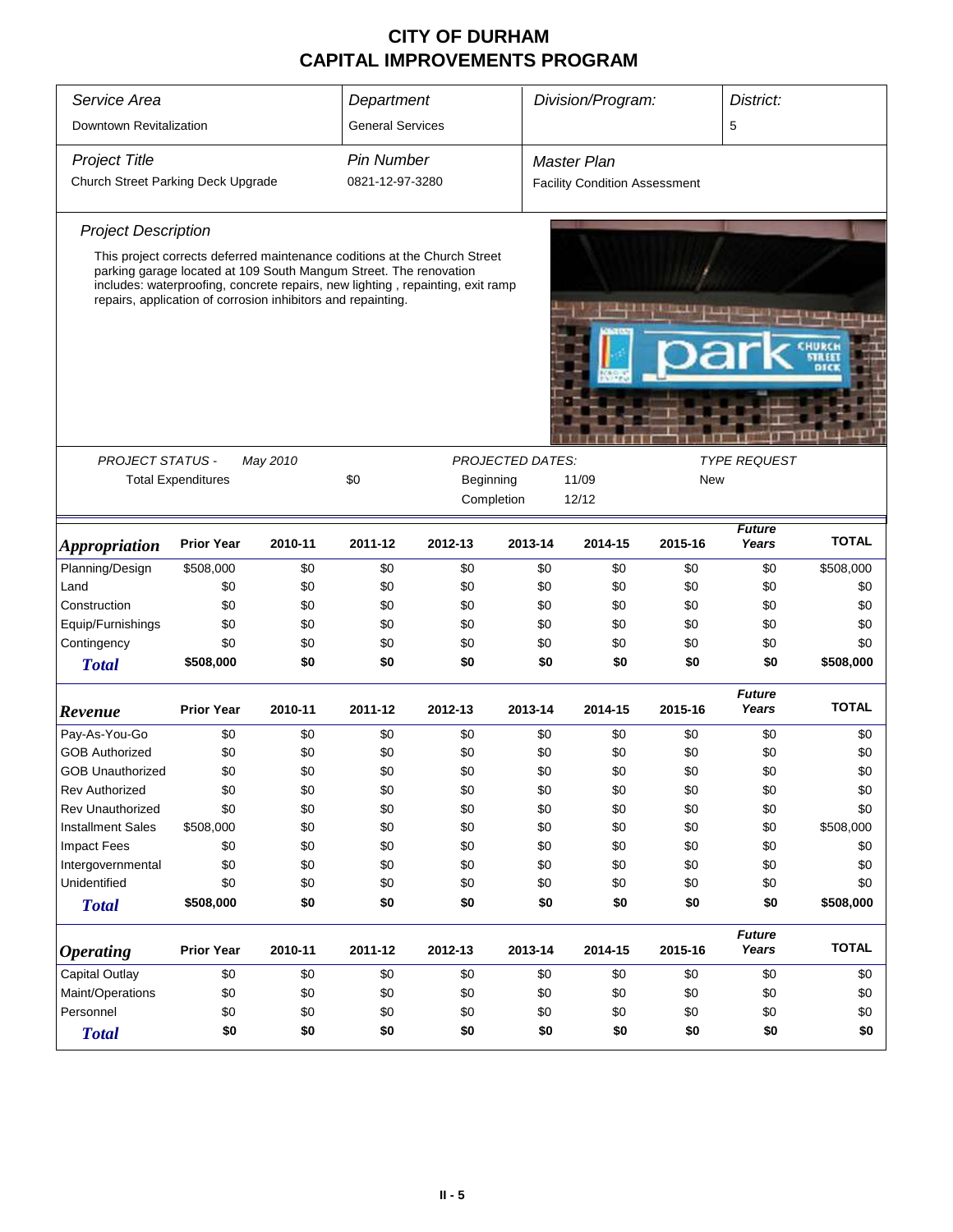# CITY OF DURHAM
# CAPITAL IMPROVEMENTS PROGRAM

| Service Area | Department | Division/Program: | District: |
|---|---|---|---|
| Downtown Revitalization | General Services | | 5 |

| Project Title | Pin Number | Master Plan |
|---|---|---|
| Church Street Parking Deck Upgrade | 0821-12-97-3280 | Facility Condition Assessment |

### Project Description

This project corrects deferred maintenance coditions at the Church Street parking garage located at 109 South Mangum Street. The renovation includes: waterproofing, concrete repairs, new lighting , repainting, exit ramp repairs, application of corrosion inhibitors and repainting.

| PROJECT STATUS - May 2010 | | PROJECTED DATES: | | TYPE REQUEST |
|---|---|---|---|---|
| Total Expenditures | $0 | Beginning | 11/09 | New |
| | | Completion | 12/12 | |

| Appropriation | Prior Year | 2010-11 | 2011-12 | 2012-13 | 2013-14 | 2014-15 | 2015-16 | Future Years | TOTAL |
|---|---|---|---|---|---|---|---|---|---|
| Planning/Design | $508,000 | $0 | $0 | $0 | $0 | $0 | $0 | $0 | $508,000 |
| Land | $0 | $0 | $0 | $0 | $0 | $0 | $0 | $0 | $0 |
| Construction | $0 | $0 | $0 | $0 | $0 | $0 | $0 | $0 | $0 |
| Equip/Furnishings | $0 | $0 | $0 | $0 | $0 | $0 | $0 | $0 | $0 |
| Contingency | $0 | $0 | $0 | $0 | $0 | $0 | $0 | $0 | $0 |
| **Total** | **$508,000** | **$0** | **$0** | **$0** | **$0** | **$0** | **$0** | **$0** | **$508,000** |

| Revenue | Prior Year | 2010-11 | 2011-12 | 2012-13 | 2013-14 | 2014-15 | 2015-16 | Future Years | TOTAL |
|---|---|---|---|---|---|---|---|---|---|
| Pay-As-You-Go | $0 | $0 | $0 | $0 | $0 | $0 | $0 | $0 | $0 |
| GOB Authorized | $0 | $0 | $0 | $0 | $0 | $0 | $0 | $0 | $0 |
| GOB Unauthorized | $0 | $0 | $0 | $0 | $0 | $0 | $0 | $0 | $0 |
| Rev Authorized | $0 | $0 | $0 | $0 | $0 | $0 | $0 | $0 | $0 |
| Rev Unauthorized | $0 | $0 | $0 | $0 | $0 | $0 | $0 | $0 | $0 |
| Installment Sales | $508,000 | $0 | $0 | $0 | $0 | $0 | $0 | $0 | $508,000 |
| Impact Fees | $0 | $0 | $0 | $0 | $0 | $0 | $0 | $0 | $0 |
| Intergovernmental | $0 | $0 | $0 | $0 | $0 | $0 | $0 | $0 | $0 |
| Unidentified | $0 | $0 | $0 | $0 | $0 | $0 | $0 | $0 | $0 |
| **Total** | **$508,000** | **$0** | **$0** | **$0** | **$0** | **$0** | **$0** | **$0** | **$508,000** |

| Operating | Prior Year | 2010-11 | 2011-12 | 2012-13 | 2013-14 | 2014-15 | 2015-16 | Future Years | TOTAL |
|---|---|---|---|---|---|---|---|---|---|
| Capital Outlay | $0 | $0 | $0 | $0 | $0 | $0 | $0 | $0 | $0 |
| Maint/Operations | $0 | $0 | $0 | $0 | $0 | $0 | $0 | $0 | $0 |
| Personnel | $0 | $0 | $0 | $0 | $0 | $0 | $0 | $0 | $0 |
| **Total** | **$0** | **$0** | **$0** | **$0** | **$0** | **$0** | **$0** | **$0** | **$0** |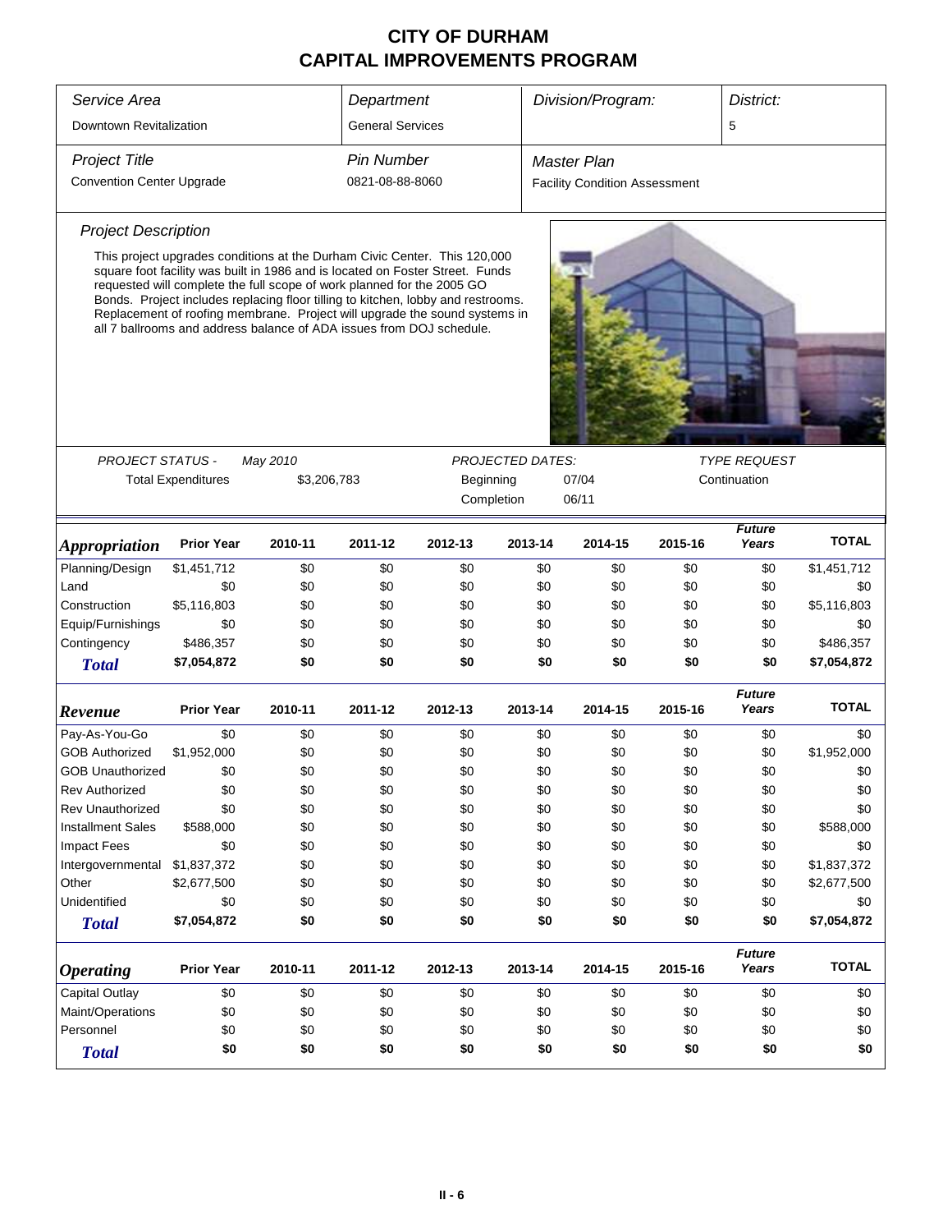# CITY OF DURHAM
# CAPITAL IMPROVEMENTS PROGRAM

| *Service Area* | *Department* | *Division/Program:* | *District:* |
|---|---|---|---|
| Downtown Revitalization | General Services | | 5 |

| *Project Title* | *Pin Number* | *Master Plan* |
|---|---|---|
| Convention Center Upgrade | 0821-08-88-8060 | Facility Condition Assessment |

*Project Description*

This project upgrades conditions at the Durham Civic Center. This 120,000 square foot facility was built in 1986 and is located on Foster Street. Funds requested will complete the full scope of work planned for the 2005 GO Bonds. Project includes replacing floor tilling to kitchen, lobby and restrooms. Replacement of roofing membrane. Project will upgrade the sound systems in all 7 ballrooms and address balance of ADA issues from DOJ schedule.

| *PROJECT STATUS -* | *May 2010* | *PROJECTED DATES:* | | *TYPE REQUEST* |
|---|---|---|---|---|
| Total Expenditures | $3,206,783 | Beginning | 07/04 | Continuation |
| | | Completion | 06/11 | |

| *Appropriation* | Prior Year | 2010-11 | 2011-12 | 2012-13 | 2013-14 | 2014-15 | 2015-16 | *Future Years* | TOTAL |
|---|---|---|---|---|---|---|---|---|---|
| Planning/Design | $1,451,712 | $0 | $0 | $0 | $0 | $0 | $0 | $0 | $1,451,712 |
| Land | $0 | $0 | $0 | $0 | $0 | $0 | $0 | $0 | $0 |
| Construction | $5,116,803 | $0 | $0 | $0 | $0 | $0 | $0 | $0 | $5,116,803 |
| Equip/Furnishings | $0 | $0 | $0 | $0 | $0 | $0 | $0 | $0 | $0 |
| Contingency | $486,357 | $0 | $0 | $0 | $0 | $0 | $0 | $0 | $486,357 |
| ***Total*** | **$7,054,872** | **$0** | **$0** | **$0** | **$0** | **$0** | **$0** | **$0** | **$7,054,872** |

| *Revenue* | Prior Year | 2010-11 | 2011-12 | 2012-13 | 2013-14 | 2014-15 | 2015-16 | *Future Years* | TOTAL |
|---|---|---|---|---|---|---|---|---|---|
| Pay-As-You-Go | $0 | $0 | $0 | $0 | $0 | $0 | $0 | $0 | $0 |
| GOB Authorized | $1,952,000 | $0 | $0 | $0 | $0 | $0 | $0 | $0 | $1,952,000 |
| GOB Unauthorized | $0 | $0 | $0 | $0 | $0 | $0 | $0 | $0 | $0 |
| Rev Authorized | $0 | $0 | $0 | $0 | $0 | $0 | $0 | $0 | $0 |
| Rev Unauthorized | $0 | $0 | $0 | $0 | $0 | $0 | $0 | $0 | $0 |
| Installment Sales | $588,000 | $0 | $0 | $0 | $0 | $0 | $0 | $0 | $588,000 |
| Impact Fees | $0 | $0 | $0 | $0 | $0 | $0 | $0 | $0 | $0 |
| Intergovernmental | $1,837,372 | $0 | $0 | $0 | $0 | $0 | $0 | $0 | $1,837,372 |
| Other | $2,677,500 | $0 | $0 | $0 | $0 | $0 | $0 | $0 | $2,677,500 |
| Unidentified | $0 | $0 | $0 | $0 | $0 | $0 | $0 | $0 | $0 |
| ***Total*** | **$7,054,872** | **$0** | **$0** | **$0** | **$0** | **$0** | **$0** | **$0** | **$7,054,872** |

| *Operating* | Prior Year | 2010-11 | 2011-12 | 2012-13 | 2013-14 | 2014-15 | 2015-16 | *Future Years* | TOTAL |
|---|---|---|---|---|---|---|---|---|---|
| Capital Outlay | $0 | $0 | $0 | $0 | $0 | $0 | $0 | $0 | $0 |
| Maint/Operations | $0 | $0 | $0 | $0 | $0 | $0 | $0 | $0 | $0 |
| Personnel | $0 | $0 | $0 | $0 | $0 | $0 | $0 | $0 | $0 |
| ***Total*** | **$0** | **$0** | **$0** | **$0** | **$0** | **$0** | **$0** | **$0** | **$0** |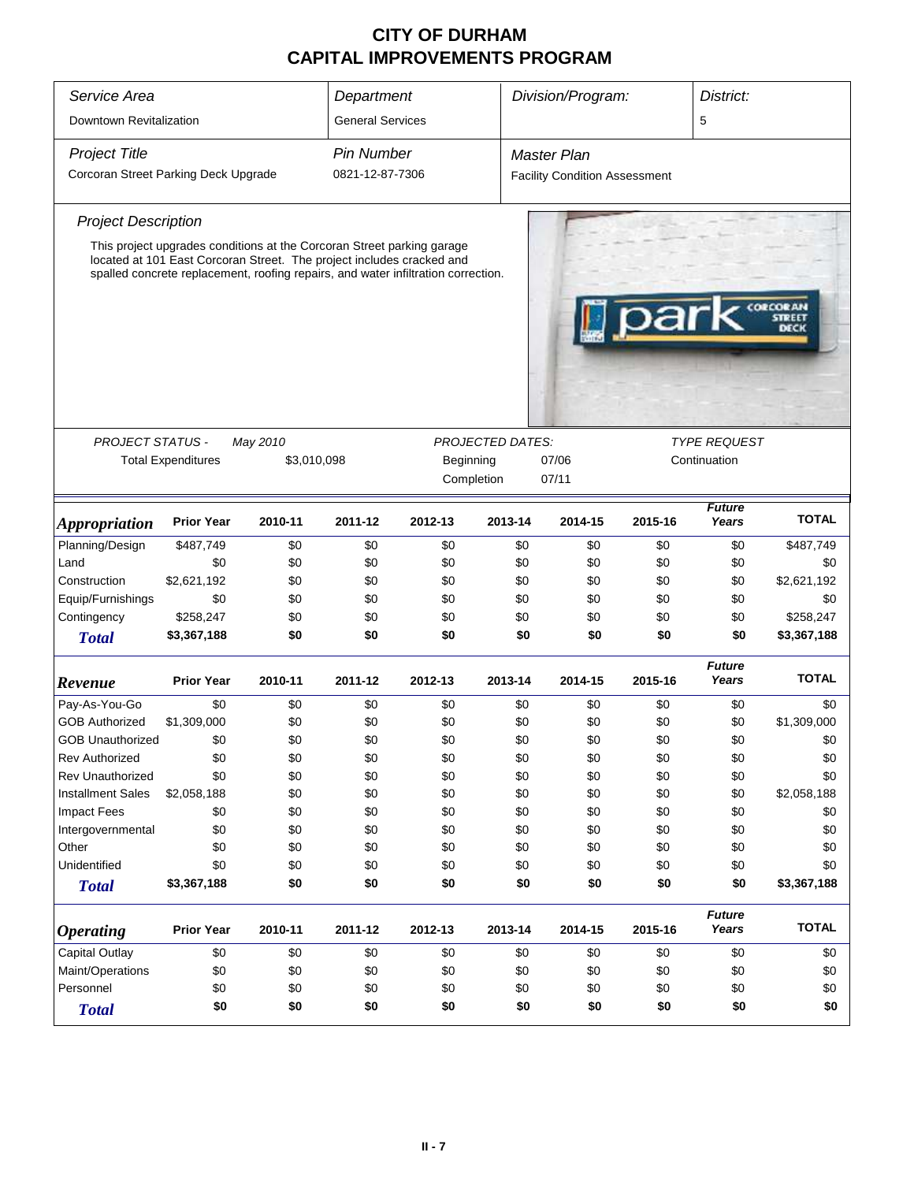# CITY OF DURHAM
# CAPITAL IMPROVEMENTS PROGRAM

| *Service Area* | *Department* | *Division/Program:* | *District:* |
|---|---|---|---|
| Downtown Revitalization | General Services | | 5 |

| *Project Title* | *Pin Number* | *Master Plan* |
|---|---|---|
| Corcoran Street Parking Deck Upgrade | 0821-12-87-7306 | Facility Condition Assessment |

*Project Description*

This project upgrades conditions at the Corcoran Street parking garage located at 101 East Corcoran Street. The project includes cracked and spalled concrete replacement, roofing repairs, and water infiltration correction.

| *PROJECT STATUS -* | *May 2010* | *PROJECTED DATES:* | | *TYPE REQUEST* |
|---|---|---|---|---|
| Total Expenditures | $3,010,098 | Beginning | 07/06 | Continuation |
| | | Completion | 07/11 | |

| ***Appropriation*** | **Prior Year** | **2010-11** | **2011-12** | **2012-13** | **2013-14** | **2014-15** | **2015-16** | ***Future Years*** | **TOTAL** |
|---|---|---|---|---|---|---|---|---|---|
| Planning/Design | $487,749 | $0 | $0 | $0 | $0 | $0 | $0 | $0 | $487,749 |
| Land | $0 | $0 | $0 | $0 | $0 | $0 | $0 | $0 | $0 |
| Construction | $2,621,192 | $0 | $0 | $0 | $0 | $0 | $0 | $0 | $2,621,192 |
| Equip/Furnishings | $0 | $0 | $0 | $0 | $0 | $0 | $0 | $0 | $0 |
| Contingency | $258,247 | $0 | $0 | $0 | $0 | $0 | $0 | $0 | $258,247 |
| ***Total*** | **$3,367,188** | **$0** | **$0** | **$0** | **$0** | **$0** | **$0** | **$0** | **$3,367,188** |

| ***Revenue*** | **Prior Year** | **2010-11** | **2011-12** | **2012-13** | **2013-14** | **2014-15** | **2015-16** | ***Future Years*** | **TOTAL** |
|---|---|---|---|---|---|---|---|---|---|
| Pay-As-You-Go | $0 | $0 | $0 | $0 | $0 | $0 | $0 | $0 | $0 |
| GOB Authorized | $1,309,000 | $0 | $0 | $0 | $0 | $0 | $0 | $0 | $1,309,000 |
| GOB Unauthorized | $0 | $0 | $0 | $0 | $0 | $0 | $0 | $0 | $0 |
| Rev Authorized | $0 | $0 | $0 | $0 | $0 | $0 | $0 | $0 | $0 |
| Rev Unauthorized | $0 | $0 | $0 | $0 | $0 | $0 | $0 | $0 | $0 |
| Installment Sales | $2,058,188 | $0 | $0 | $0 | $0 | $0 | $0 | $0 | $2,058,188 |
| Impact Fees | $0 | $0 | $0 | $0 | $0 | $0 | $0 | $0 | $0 |
| Intergovernmental | $0 | $0 | $0 | $0 | $0 | $0 | $0 | $0 | $0 |
| Other | $0 | $0 | $0 | $0 | $0 | $0 | $0 | $0 | $0 |
| Unidentified | $0 | $0 | $0 | $0 | $0 | $0 | $0 | $0 | $0 |
| ***Total*** | **$3,367,188** | **$0** | **$0** | **$0** | **$0** | **$0** | **$0** | **$0** | **$3,367,188** |

| ***Operating*** | **Prior Year** | **2010-11** | **2011-12** | **2012-13** | **2013-14** | **2014-15** | **2015-16** | ***Future Years*** | **TOTAL** |
|---|---|---|---|---|---|---|---|---|---|
| Capital Outlay | $0 | $0 | $0 | $0 | $0 | $0 | $0 | $0 | $0 |
| Maint/Operations | $0 | $0 | $0 | $0 | $0 | $0 | $0 | $0 | $0 |
| Personnel | $0 | $0 | $0 | $0 | $0 | $0 | $0 | $0 | $0 |
| ***Total*** | **$0** | **$0** | **$0** | **$0** | **$0** | **$0** | **$0** | **$0** | **$0** |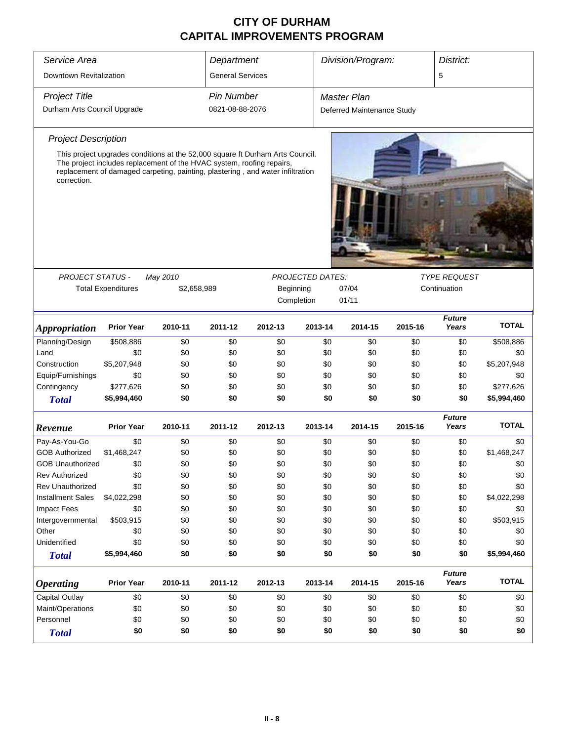# CITY OF DURHAM
# CAPITAL IMPROVEMENTS PROGRAM

| Service Area | Department | Division/Program: | District: |
|---|---|---|---|
| Downtown Revitalization | General Services | | 5 |

| Project Title | Pin Number | Master Plan |
|---|---|---|
| Durham Arts Council Upgrade | 0821-08-88-2076 | Deferred Maintenance Study |

### Project Description

This project upgrades conditions at the 52,000 square ft Durham Arts Council. The project includes replacement of the HVAC system, roofing repairs, replacement of damaged carpeting, painting, plastering , and water infiltration correction.

| PROJECT STATUS - | May 2010 | PROJECTED DATES: | | TYPE REQUEST |
|---|---|---|---|---|
| Total Expenditures | $2,658,989 | Beginning | 07/04 | Continuation |
| | | Completion | 01/11 | |

| *Appropriation* | Prior Year | 2010-11 | 2011-12 | 2012-13 | 2013-14 | 2014-15 | 2015-16 | *Future Years* | TOTAL |
|---|---|---|---|---|---|---|---|---|---|
| Planning/Design | $508,886 | $0 | $0 | $0 | $0 | $0 | $0 | $0 | $508,886 |
| Land | $0 | $0 | $0 | $0 | $0 | $0 | $0 | $0 | $0 |
| Construction | $5,207,948 | $0 | $0 | $0 | $0 | $0 | $0 | $0 | $5,207,948 |
| Equip/Furnishings | $0 | $0 | $0 | $0 | $0 | $0 | $0 | $0 | $0 |
| Contingency | $277,626 | $0 | $0 | $0 | $0 | $0 | $0 | $0 | $277,626 |
| ***Total*** | **$5,994,460** | **$0** | **$0** | **$0** | **$0** | **$0** | **$0** | **$0** | **$5,994,460** |

| *Revenue* | Prior Year | 2010-11 | 2011-12 | 2012-13 | 2013-14 | 2014-15 | 2015-16 | *Future Years* | TOTAL |
|---|---|---|---|---|---|---|---|---|---|
| Pay-As-You-Go | $0 | $0 | $0 | $0 | $0 | $0 | $0 | $0 | $0 |
| GOB Authorized | $1,468,247 | $0 | $0 | $0 | $0 | $0 | $0 | $0 | $1,468,247 |
| GOB Unauthorized | $0 | $0 | $0 | $0 | $0 | $0 | $0 | $0 | $0 |
| Rev Authorized | $0 | $0 | $0 | $0 | $0 | $0 | $0 | $0 | $0 |
| Rev Unauthorized | $0 | $0 | $0 | $0 | $0 | $0 | $0 | $0 | $0 |
| Installment Sales | $4,022,298 | $0 | $0 | $0 | $0 | $0 | $0 | $0 | $4,022,298 |
| Impact Fees | $0 | $0 | $0 | $0 | $0 | $0 | $0 | $0 | $0 |
| Intergovernmental | $503,915 | $0 | $0 | $0 | $0 | $0 | $0 | $0 | $503,915 |
| Other | $0 | $0 | $0 | $0 | $0 | $0 | $0 | $0 | $0 |
| Unidentified | $0 | $0 | $0 | $0 | $0 | $0 | $0 | $0 | $0 |
| ***Total*** | **$5,994,460** | **$0** | **$0** | **$0** | **$0** | **$0** | **$0** | **$0** | **$5,994,460** |

| *Operating* | Prior Year | 2010-11 | 2011-12 | 2012-13 | 2013-14 | 2014-15 | 2015-16 | *Future Years* | TOTAL |
|---|---|---|---|---|---|---|---|---|---|
| Capital Outlay | $0 | $0 | $0 | $0 | $0 | $0 | $0 | $0 | $0 |
| Maint/Operations | $0 | $0 | $0 | $0 | $0 | $0 | $0 | $0 | $0 |
| Personnel | $0 | $0 | $0 | $0 | $0 | $0 | $0 | $0 | $0 |
| ***Total*** | **$0** | **$0** | **$0** | **$0** | **$0** | **$0** | **$0** | **$0** | **$0** |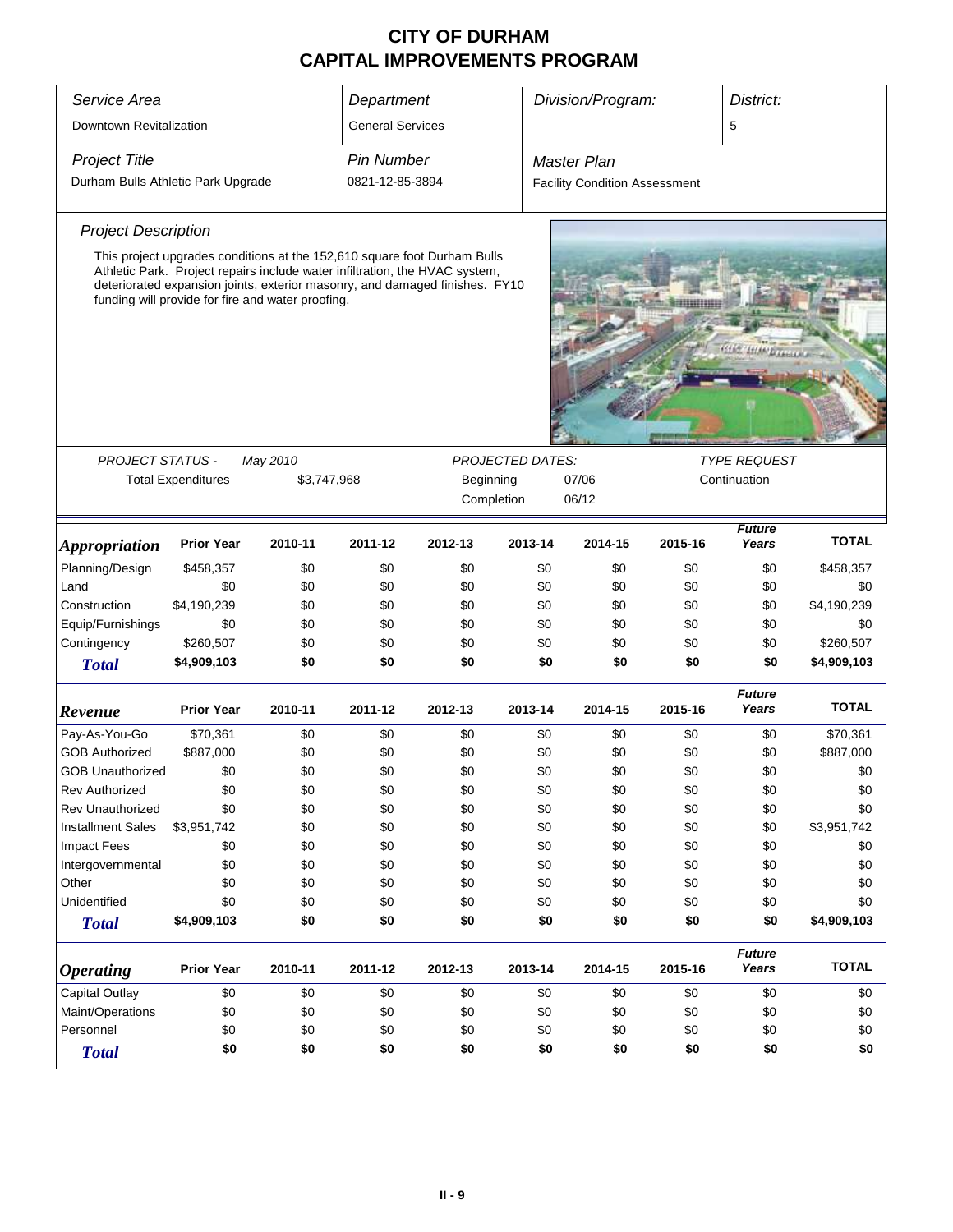# CITY OF DURHAM
# CAPITAL IMPROVEMENTS PROGRAM

| *Service Area* | *Department* | *Division/Program:* | *District:* |
|---|---|---|---|
| Downtown Revitalization | General Services | | 5 |

| *Project Title* | *Pin Number* | *Master Plan* |
|---|---|---|
| Durham Bulls Athletic Park Upgrade | 0821-12-85-3894 | Facility Condition Assessment |

*Project Description*

This project upgrades conditions at the 152,610 square foot Durham Bulls Athletic Park. Project repairs include water infiltration, the HVAC system, deteriorated expansion joints, exterior masonry, and damaged finishes. FY10 funding will provide for fire and water proofing.

| *PROJECT STATUS -* | *May 2010* | *PROJECTED DATES:* | | *TYPE REQUEST* |
|---|---|---|---|---|
| Total Expenditures | $3,747,968 | Beginning | 07/06 | Continuation |
| | | Completion | 06/12 | |

| ***Appropriation*** | **Prior Year** | **2010-11** | **2011-12** | **2012-13** | **2013-14** | **2014-15** | **2015-16** | ***Future Years*** | **TOTAL** |
|---|---|---|---|---|---|---|---|---|---|
| Planning/Design | $458,357 | $0 | $0 | $0 | $0 | $0 | $0 | $0 | $458,357 |
| Land | $0 | $0 | $0 | $0 | $0 | $0 | $0 | $0 | $0 |
| Construction | $4,190,239 | $0 | $0 | $0 | $0 | $0 | $0 | $0 | $4,190,239 |
| Equip/Furnishings | $0 | $0 | $0 | $0 | $0 | $0 | $0 | $0 | $0 |
| Contingency | $260,507 | $0 | $0 | $0 | $0 | $0 | $0 | $0 | $260,507 |
| ***Total*** | **$4,909,103** | **$0** | **$0** | **$0** | **$0** | **$0** | **$0** | **$0** | **$4,909,103** |

| ***Revenue*** | **Prior Year** | **2010-11** | **2011-12** | **2012-13** | **2013-14** | **2014-15** | **2015-16** | ***Future Years*** | **TOTAL** |
|---|---|---|---|---|---|---|---|---|---|
| Pay-As-You-Go | $70,361 | $0 | $0 | $0 | $0 | $0 | $0 | $0 | $70,361 |
| GOB Authorized | $887,000 | $0 | $0 | $0 | $0 | $0 | $0 | $0 | $887,000 |
| GOB Unauthorized | $0 | $0 | $0 | $0 | $0 | $0 | $0 | $0 | $0 |
| Rev Authorized | $0 | $0 | $0 | $0 | $0 | $0 | $0 | $0 | $0 |
| Rev Unauthorized | $0 | $0 | $0 | $0 | $0 | $0 | $0 | $0 | $0 |
| Installment Sales | $3,951,742 | $0 | $0 | $0 | $0 | $0 | $0 | $0 | $3,951,742 |
| Impact Fees | $0 | $0 | $0 | $0 | $0 | $0 | $0 | $0 | $0 |
| Intergovernmental | $0 | $0 | $0 | $0 | $0 | $0 | $0 | $0 | $0 |
| Other | $0 | $0 | $0 | $0 | $0 | $0 | $0 | $0 | $0 |
| Unidentified | $0 | $0 | $0 | $0 | $0 | $0 | $0 | $0 | $0 |
| ***Total*** | **$4,909,103** | **$0** | **$0** | **$0** | **$0** | **$0** | **$0** | **$0** | **$4,909,103** |

| ***Operating*** | **Prior Year** | **2010-11** | **2011-12** | **2012-13** | **2013-14** | **2014-15** | **2015-16** | ***Future Years*** | **TOTAL** |
|---|---|---|---|---|---|---|---|---|---|
| Capital Outlay | $0 | $0 | $0 | $0 | $0 | $0 | $0 | $0 | $0 |
| Maint/Operations | $0 | $0 | $0 | $0 | $0 | $0 | $0 | $0 | $0 |
| Personnel | $0 | $0 | $0 | $0 | $0 | $0 | $0 | $0 | $0 |
| ***Total*** | **$0** | **$0** | **$0** | **$0** | **$0** | **$0** | **$0** | **$0** | **$0** |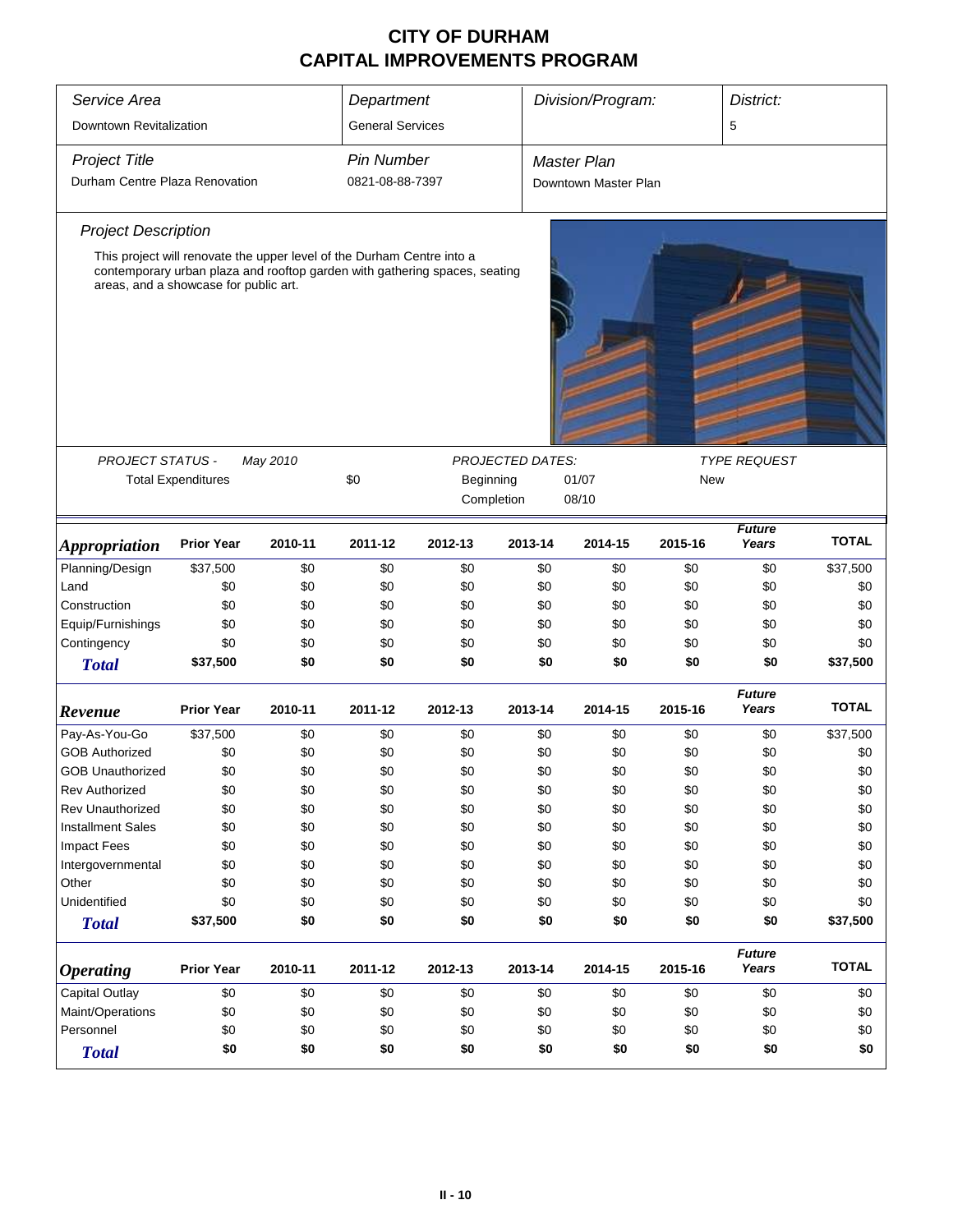# CITY OF DURHAM
# CAPITAL IMPROVEMENTS PROGRAM

| *Service Area* | *Department* | *Division/Program:* | *District:* |
|---|---|---|---|
| Downtown Revitalization | General Services | | 5 |

| *Project Title* | *Pin Number* | *Master Plan* |
|---|---|---|
| Durham Centre Plaza Renovation | 0821-08-88-7397 | Downtown Master Plan |

*Project Description*

This project will renovate the upper level of the Durham Centre into a contemporary urban plaza and rooftop garden with gathering spaces, seating areas, and a showcase for public art.

| *PROJECT STATUS -* | *May 2010* | *PROJECTED DATES:* | | *TYPE REQUEST* |
|---|---|---|---|---|
| Total Expenditures | $0 | Beginning | 01/07 | New |
| | | Completion | 08/10 | |

| *Appropriation* | Prior Year | 2010-11 | 2011-12 | 2012-13 | 2013-14 | 2014-15 | 2015-16 | *Future Years* | TOTAL |
|---|---|---|---|---|---|---|---|---|---|
| Planning/Design | $37,500 | $0 | $0 | $0 | $0 | $0 | $0 | $0 | $37,500 |
| Land | $0 | $0 | $0 | $0 | $0 | $0 | $0 | $0 | $0 |
| Construction | $0 | $0 | $0 | $0 | $0 | $0 | $0 | $0 | $0 |
| Equip/Furnishings | $0 | $0 | $0 | $0 | $0 | $0 | $0 | $0 | $0 |
| Contingency | $0 | $0 | $0 | $0 | $0 | $0 | $0 | $0 | $0 |
| ***Total*** | **$37,500** | **$0** | **$0** | **$0** | **$0** | **$0** | **$0** | **$0** | **$37,500** |

| *Revenue* | Prior Year | 2010-11 | 2011-12 | 2012-13 | 2013-14 | 2014-15 | 2015-16 | *Future Years* | TOTAL |
|---|---|---|---|---|---|---|---|---|---|
| Pay-As-You-Go | $37,500 | $0 | $0 | $0 | $0 | $0 | $0 | $0 | $37,500 |
| GOB Authorized | $0 | $0 | $0 | $0 | $0 | $0 | $0 | $0 | $0 |
| GOB Unauthorized | $0 | $0 | $0 | $0 | $0 | $0 | $0 | $0 | $0 |
| Rev Authorized | $0 | $0 | $0 | $0 | $0 | $0 | $0 | $0 | $0 |
| Rev Unauthorized | $0 | $0 | $0 | $0 | $0 | $0 | $0 | $0 | $0 |
| Installment Sales | $0 | $0 | $0 | $0 | $0 | $0 | $0 | $0 | $0 |
| Impact Fees | $0 | $0 | $0 | $0 | $0 | $0 | $0 | $0 | $0 |
| Intergovernmental | $0 | $0 | $0 | $0 | $0 | $0 | $0 | $0 | $0 |
| Other | $0 | $0 | $0 | $0 | $0 | $0 | $0 | $0 | $0 |
| Unidentified | $0 | $0 | $0 | $0 | $0 | $0 | $0 | $0 | $0 |
| ***Total*** | **$37,500** | **$0** | **$0** | **$0** | **$0** | **$0** | **$0** | **$0** | **$37,500** |

| *Operating* | Prior Year | 2010-11 | 2011-12 | 2012-13 | 2013-14 | 2014-15 | 2015-16 | *Future Years* | TOTAL |
|---|---|---|---|---|---|---|---|---|---|
| Capital Outlay | $0 | $0 | $0 | $0 | $0 | $0 | $0 | $0 | $0 |
| Maint/Operations | $0 | $0 | $0 | $0 | $0 | $0 | $0 | $0 | $0 |
| Personnel | $0 | $0 | $0 | $0 | $0 | $0 | $0 | $0 | $0 |
| ***Total*** | **$0** | **$0** | **$0** | **$0** | **$0** | **$0** | **$0** | **$0** | **$0** |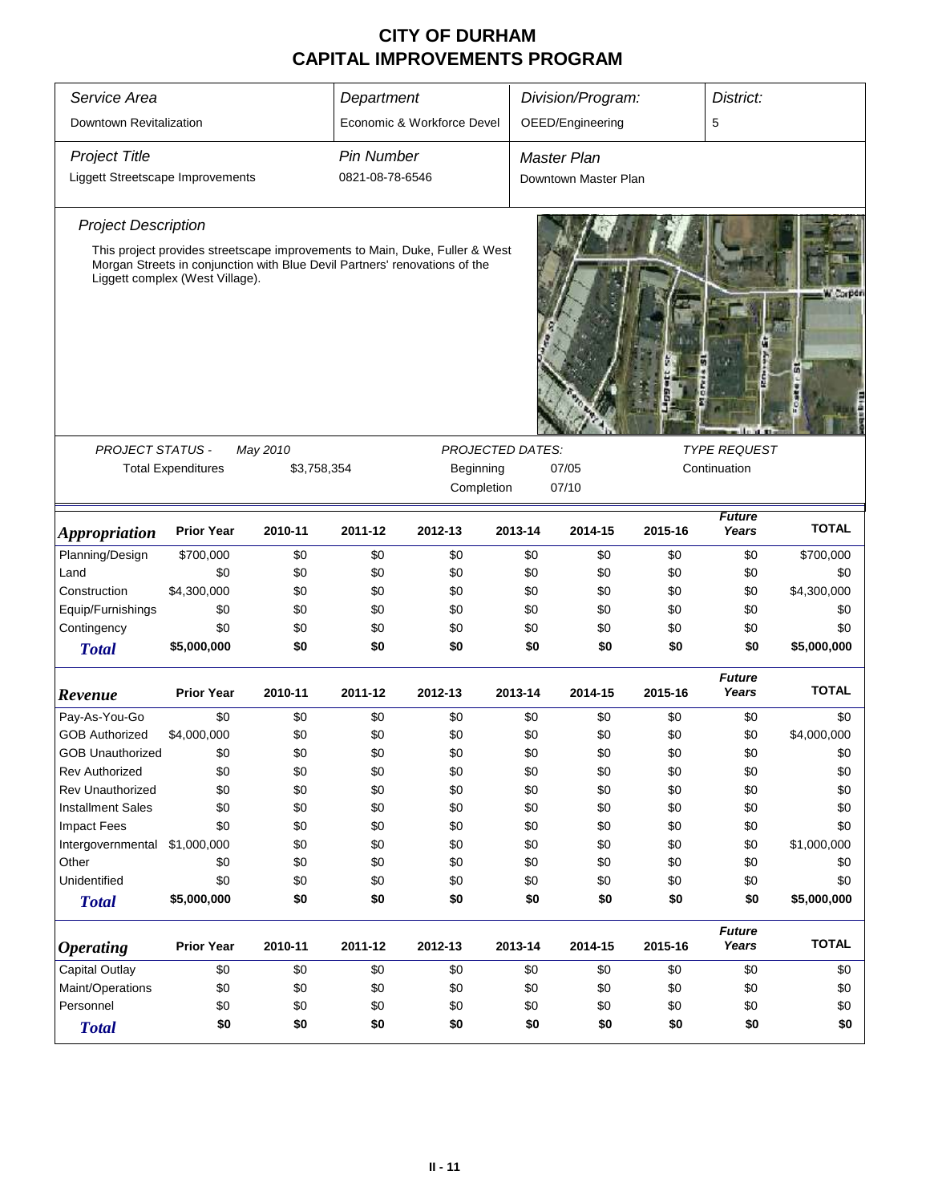# CITY OF DURHAM
# CAPITAL IMPROVEMENTS PROGRAM

| Service Area | Department | Division/Program: | District: |
|---|---|---|---|
| Downtown Revitalization | Economic & Workforce Devel | OEED/Engineering | 5 |

| Project Title | Pin Number | Master Plan |
|---|---|---|
| Liggett Streetscape Improvements | 0821-08-78-6546 | Downtown Master Plan |

*Project Description*

This project provides streetscape improvements to Main, Duke, Fuller & West Morgan Streets in conjunction with Blue Devil Partners' renovations of the Liggett complex (West Village).

| PROJECT STATUS - | May 2010 | PROJECTED DATES: | | TYPE REQUEST |
|---|---|---|---|---|
| Total Expenditures | $3,758,354 | Beginning | 07/05 | Continuation |
| | | Completion | 07/10 | |

| *Appropriation* | Prior Year | 2010-11 | 2011-12 | 2012-13 | 2013-14 | 2014-15 | 2015-16 | *Future Years* | TOTAL |
|---|---|---|---|---|---|---|---|---|---|
| Planning/Design | $700,000 | $0 | $0 | $0 | $0 | $0 | $0 | $0 | $700,000 |
| Land | $0 | $0 | $0 | $0 | $0 | $0 | $0 | $0 | $0 |
| Construction | $4,300,000 | $0 | $0 | $0 | $0 | $0 | $0 | $0 | $4,300,000 |
| Equip/Furnishings | $0 | $0 | $0 | $0 | $0 | $0 | $0 | $0 | $0 |
| Contingency | $0 | $0 | $0 | $0 | $0 | $0 | $0 | $0 | $0 |
| ***Total*** | **$5,000,000** | **$0** | **$0** | **$0** | **$0** | **$0** | **$0** | **$0** | **$5,000,000** |

| *Revenue* | Prior Year | 2010-11 | 2011-12 | 2012-13 | 2013-14 | 2014-15 | 2015-16 | *Future Years* | TOTAL |
|---|---|---|---|---|---|---|---|---|---|
| Pay-As-You-Go | $0 | $0 | $0 | $0 | $0 | $0 | $0 | $0 | $0 |
| GOB Authorized | $4,000,000 | $0 | $0 | $0 | $0 | $0 | $0 | $0 | $4,000,000 |
| GOB Unauthorized | $0 | $0 | $0 | $0 | $0 | $0 | $0 | $0 | $0 |
| Rev Authorized | $0 | $0 | $0 | $0 | $0 | $0 | $0 | $0 | $0 |
| Rev Unauthorized | $0 | $0 | $0 | $0 | $0 | $0 | $0 | $0 | $0 |
| Installment Sales | $0 | $0 | $0 | $0 | $0 | $0 | $0 | $0 | $0 |
| Impact Fees | $0 | $0 | $0 | $0 | $0 | $0 | $0 | $0 | $0 |
| Intergovernmental | $1,000,000 | $0 | $0 | $0 | $0 | $0 | $0 | $0 | $1,000,000 |
| Other | $0 | $0 | $0 | $0 | $0 | $0 | $0 | $0 | $0 |
| Unidentified | $0 | $0 | $0 | $0 | $0 | $0 | $0 | $0 | $0 |
| ***Total*** | **$5,000,000** | **$0** | **$0** | **$0** | **$0** | **$0** | **$0** | **$0** | **$5,000,000** |

| *Operating* | Prior Year | 2010-11 | 2011-12 | 2012-13 | 2013-14 | 2014-15 | 2015-16 | *Future Years* | TOTAL |
|---|---|---|---|---|---|---|---|---|---|
| Capital Outlay | $0 | $0 | $0 | $0 | $0 | $0 | $0 | $0 | $0 |
| Maint/Operations | $0 | $0 | $0 | $0 | $0 | $0 | $0 | $0 | $0 |
| Personnel | $0 | $0 | $0 | $0 | $0 | $0 | $0 | $0 | $0 |
| ***Total*** | **$0** | **$0** | **$0** | **$0** | **$0** | **$0** | **$0** | **$0** | **$0** |